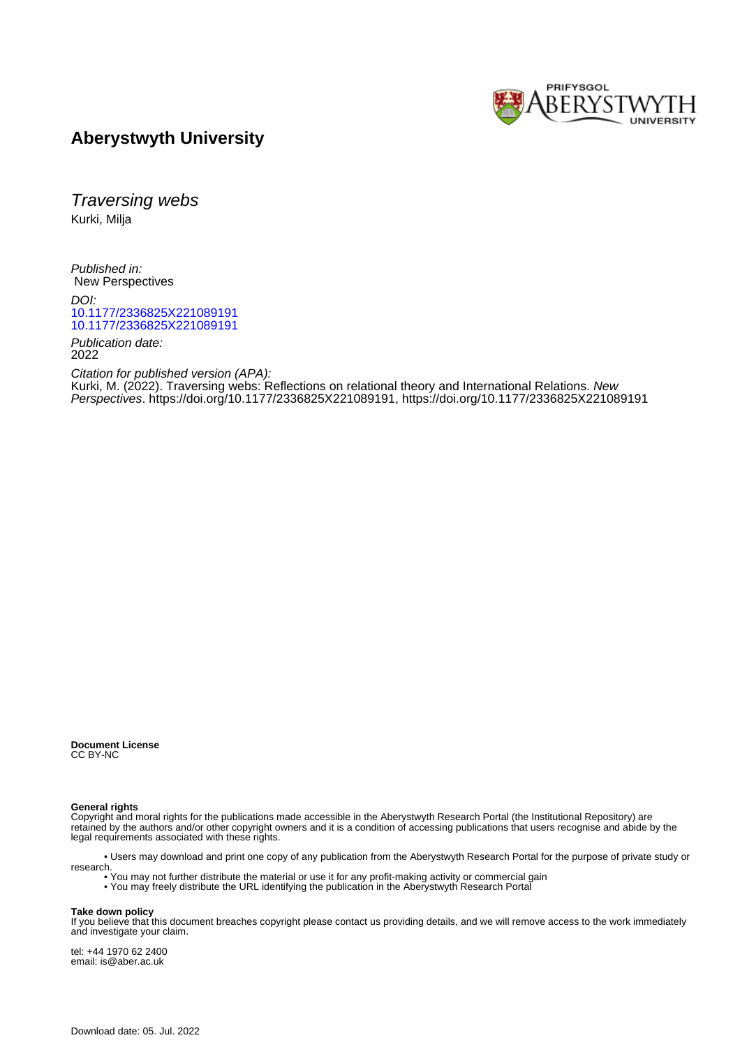# Aberystwyth University

## *Traversing webs*

Kurki, Milja

*Published in:*
New Perspectives

*DOI:*
[10.1177/2336825X221089191](https://doi.org/10.1177/2336825X221089191)
[10.1177/2336825X221089191](https://doi.org/10.1177/2336825X221089191)

*Publication date:*
2022

*Citation for published version (APA):*
Kurki, M. (2022). Traversing webs: Reflections on relational theory and International Relations. *New Perspectives*. https://doi.org/10.1177/2336825X221089191, https://doi.org/10.1177/2336825X221089191

**Document License**
CC BY-NC

**General rights**
Copyright and moral rights for the publications made accessible in the Aberystwyth Research Portal (the Institutional Repository) are retained by the authors and/or other copyright owners and it is a condition of accessing publications that users recognise and abide by the legal requirements associated with these rights.

- Users may download and print one copy of any publication from the Aberystwyth Research Portal for the purpose of private study or research.
- You may not further distribute the material or use it for any profit-making activity or commercial gain
- You may freely distribute the URL identifying the publication in the Aberystwyth Research Portal

**Take down policy**
If you believe that this document breaches copyright please contact us providing details, and we will remove access to the work immediately and investigate your claim.

tel: +44 1970 62 2400
email: is@aber.ac.uk

Download date: 05. Jul. 2022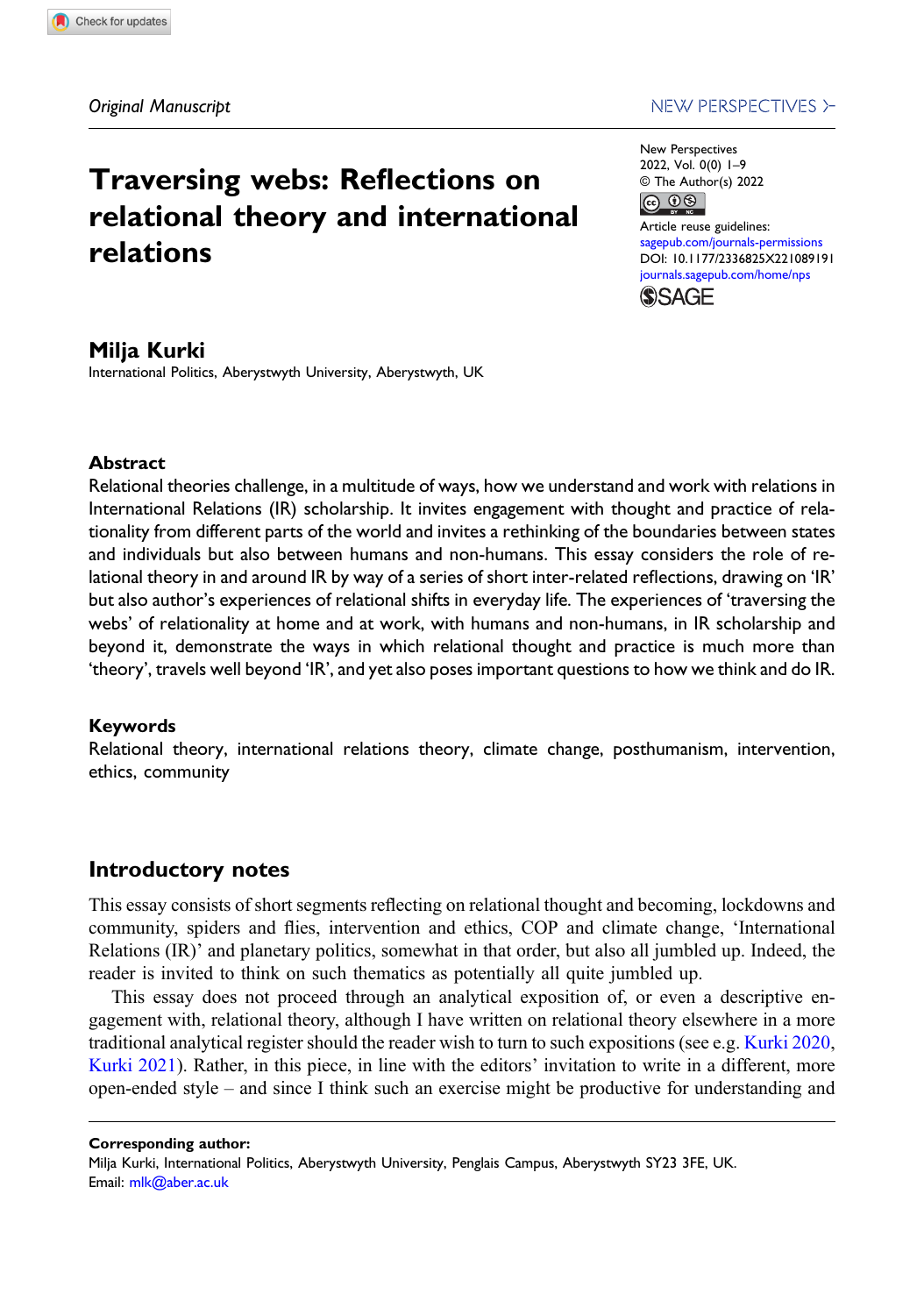*Original Manuscript*

# Traversing webs: Reflections on relational theory and international relations

**Milja Kurki**

International Politics, Aberystwyth University, Aberystwyth, UK

## Abstract

Relational theories challenge, in a multitude of ways, how we understand and work with relations in International Relations (IR) scholarship. It invites engagement with thought and practice of relationality from different parts of the world and invites a rethinking of the boundaries between states and individuals but also between humans and non-humans. This essay considers the role of relational theory in and around IR by way of a series of short inter-related reflections, drawing on 'IR' but also author's experiences of relational shifts in everyday life. The experiences of 'traversing the webs' of relationality at home and at work, with humans and non-humans, in IR scholarship and beyond it, demonstrate the ways in which relational thought and practice is much more than 'theory', travels well beyond 'IR', and yet also poses important questions to how we think and do IR.

## Keywords

Relational theory, international relations theory, climate change, posthumanism, intervention, ethics, community

## Introductory notes

This essay consists of short segments reflecting on relational thought and becoming, lockdowns and community, spiders and flies, intervention and ethics, COP and climate change, 'International Relations (IR)' and planetary politics, somewhat in that order, but also all jumbled up. Indeed, the reader is invited to think on such thematics as potentially all quite jumbled up.

This essay does not proceed through an analytical exposition of, or even a descriptive engagement with, relational theory, although I have written on relational theory elsewhere in a more traditional analytical register should the reader wish to turn to such expositions (see e.g. Kurki 2020, Kurki 2021). Rather, in this piece, in line with the editors' invitation to write in a different, more open-ended style – and since I think such an exercise might be productive for understanding and

---

**Corresponding author:**
Milja Kurki, International Politics, Aberystwyth University, Penglais Campus, Aberystwyth SY23 3FE, UK.
Email: mlk@aber.ac.uk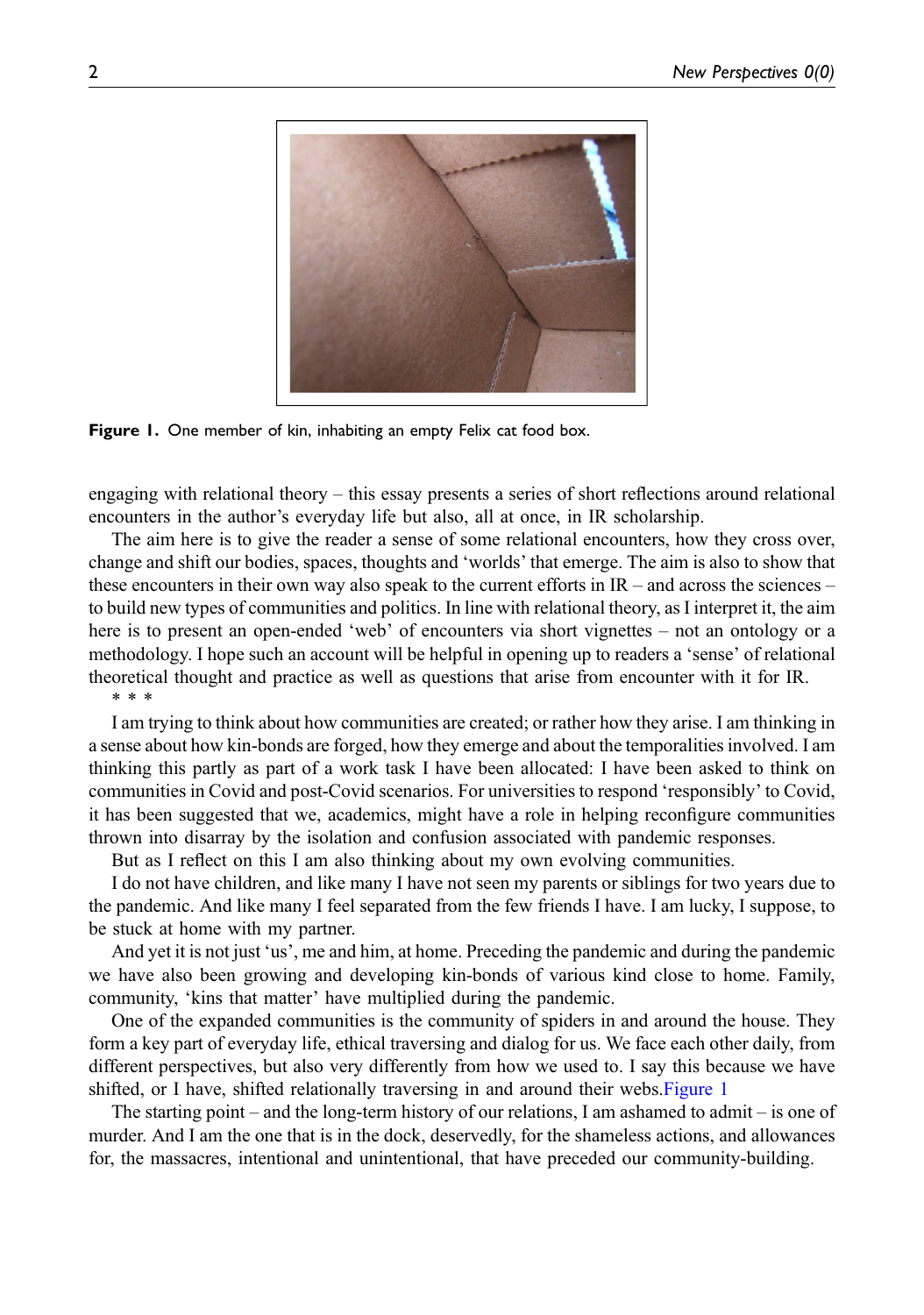Figure 1. One member of kin, inhabiting an empty Felix cat food box.

engaging with relational theory – this essay presents a series of short reflections around relational encounters in the author's everyday life but also, all at once, in IR scholarship.

The aim here is to give the reader a sense of some relational encounters, how they cross over, change and shift our bodies, spaces, thoughts and 'worlds' that emerge. The aim is also to show that these encounters in their own way also speak to the current efforts in IR – and across the sciences – to build new types of communities and politics. In line with relational theory, as I interpret it, the aim here is to present an open-ended 'web' of encounters via short vignettes – not an ontology or a methodology. I hope such an account will be helpful in opening up to readers a 'sense' of relational theoretical thought and practice as well as questions that arise from encounter with it for IR.

\* \* \*

I am trying to think about how communities are created; or rather how they arise. I am thinking in a sense about how kin-bonds are forged, how they emerge and about the temporalities involved. I am thinking this partly as part of a work task I have been allocated: I have been asked to think on communities in Covid and post-Covid scenarios. For universities to respond 'responsibly' to Covid, it has been suggested that we, academics, might have a role in helping reconfigure communities thrown into disarray by the isolation and confusion associated with pandemic responses.

But as I reflect on this I am also thinking about my own evolving communities.

I do not have children, and like many I have not seen my parents or siblings for two years due to the pandemic. And like many I feel separated from the few friends I have. I am lucky, I suppose, to be stuck at home with my partner.

And yet it is not just 'us', me and him, at home. Preceding the pandemic and during the pandemic we have also been growing and developing kin-bonds of various kind close to home. Family, community, 'kins that matter' have multiplied during the pandemic.

One of the expanded communities is the community of spiders in and around the house. They form a key part of everyday life, ethical traversing and dialog for us. We face each other daily, from different perspectives, but also very differently from how we used to. I say this because we have shifted, or I have, shifted relationally traversing in and around their webs.Figure 1

The starting point – and the long-term history of our relations, I am ashamed to admit – is one of murder. And I am the one that is in the dock, deservedly, for the shameless actions, and allowances for, the massacres, intentional and unintentional, that have preceded our community-building.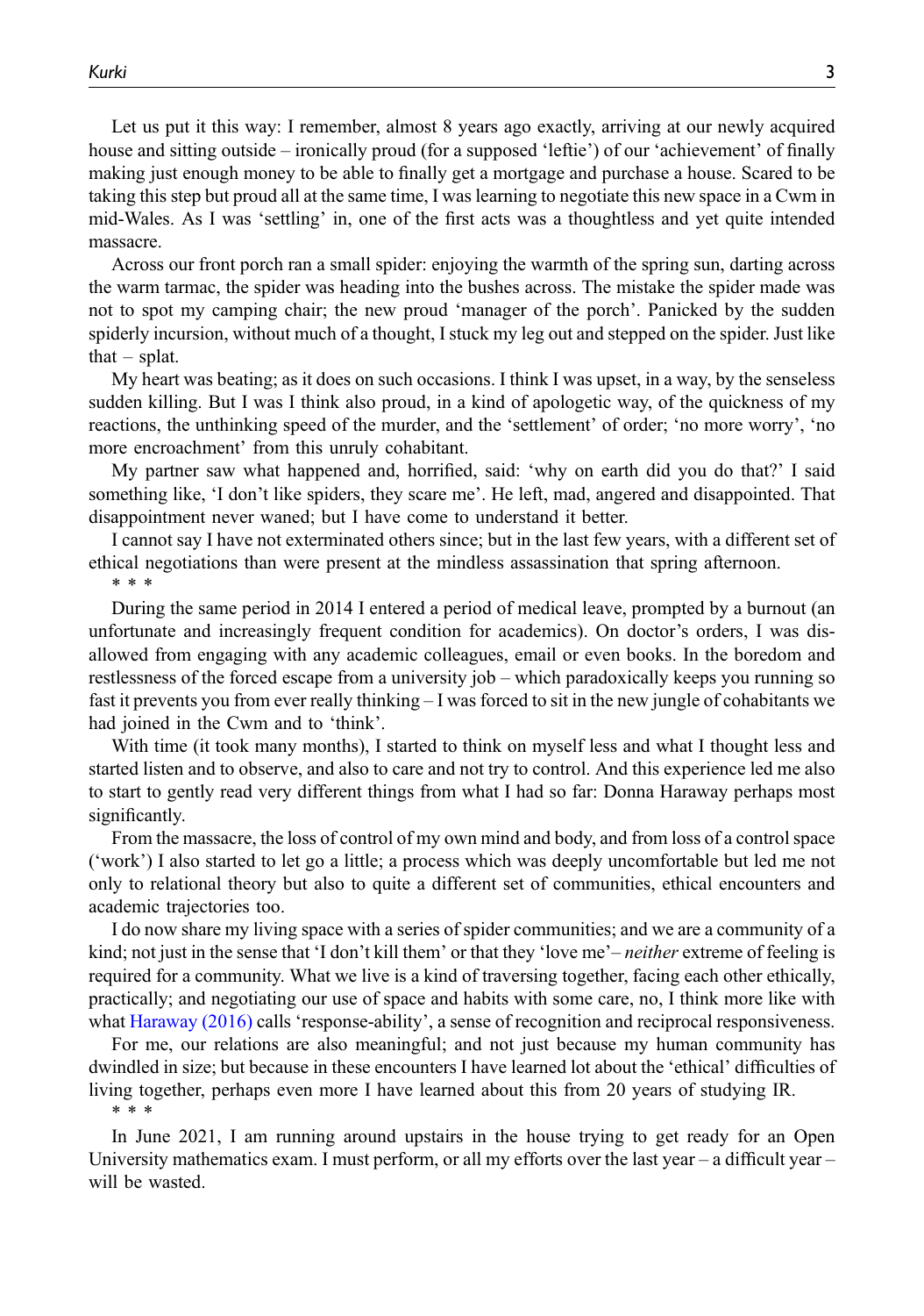Let us put it this way: I remember, almost 8 years ago exactly, arriving at our newly acquired house and sitting outside – ironically proud (for a supposed 'leftie') of our 'achievement' of finally making just enough money to be able to finally get a mortgage and purchase a house. Scared to be taking this step but proud all at the same time, I was learning to negotiate this new space in a Cwm in mid-Wales. As I was 'settling' in, one of the first acts was a thoughtless and yet quite intended massacre.

Across our front porch ran a small spider: enjoying the warmth of the spring sun, darting across the warm tarmac, the spider was heading into the bushes across. The mistake the spider made was not to spot my camping chair; the new proud 'manager of the porch'. Panicked by the sudden spiderly incursion, without much of a thought, I stuck my leg out and stepped on the spider. Just like that – splat.

My heart was beating; as it does on such occasions. I think I was upset, in a way, by the senseless sudden killing. But I was I think also proud, in a kind of apologetic way, of the quickness of my reactions, the unthinking speed of the murder, and the 'settlement' of order; 'no more worry', 'no more encroachment' from this unruly cohabitant.

My partner saw what happened and, horrified, said: 'why on earth did you do that?' I said something like, 'I don't like spiders, they scare me'. He left, mad, angered and disappointed. That disappointment never waned; but I have come to understand it better.

I cannot say I have not exterminated others since; but in the last few years, with a different set of ethical negotiations than were present at the mindless assassination that spring afternoon.

\* \* \*

During the same period in 2014 I entered a period of medical leave, prompted by a burnout (an unfortunate and increasingly frequent condition for academics). On doctor's orders, I was disallowed from engaging with any academic colleagues, email or even books. In the boredom and restlessness of the forced escape from a university job – which paradoxically keeps you running so fast it prevents you from ever really thinking – I was forced to sit in the new jungle of cohabitants we had joined in the Cwm and to 'think'.

With time (it took many months), I started to think on myself less and what I thought less and started listen and to observe, and also to care and not try to control. And this experience led me also to start to gently read very different things from what I had so far: Donna Haraway perhaps most significantly.

From the massacre, the loss of control of my own mind and body, and from loss of a control space ('work') I also started to let go a little; a process which was deeply uncomfortable but led me not only to relational theory but also to quite a different set of communities, ethical encounters and academic trajectories too.

I do now share my living space with a series of spider communities; and we are a community of a kind; not just in the sense that 'I don't kill them' or that they 'love me'– *neither* extreme of feeling is required for a community. What we live is a kind of traversing together, facing each other ethically, practically; and negotiating our use of space and habits with some care, no, I think more like with what Haraway (2016) calls 'response-ability', a sense of recognition and reciprocal responsiveness.

For me, our relations are also meaningful; and not just because my human community has dwindled in size; but because in these encounters I have learned lot about the 'ethical' difficulties of living together, perhaps even more I have learned about this from 20 years of studying IR.

\* \* \*

In June 2021, I am running around upstairs in the house trying to get ready for an Open University mathematics exam. I must perform, or all my efforts over the last year – a difficult year – will be wasted.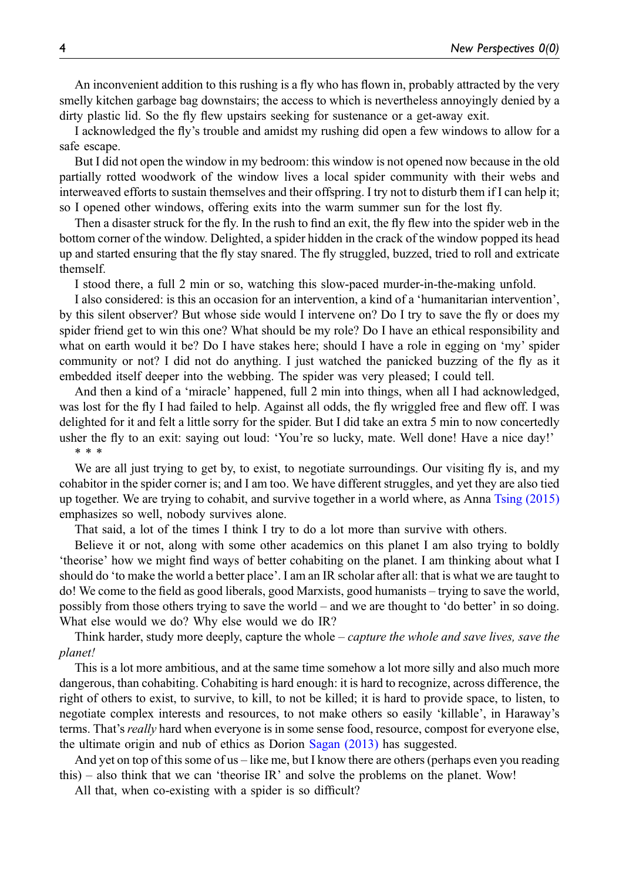An inconvenient addition to this rushing is a fly who has flown in, probably attracted by the very smelly kitchen garbage bag downstairs; the access to which is nevertheless annoyingly denied by a dirty plastic lid. So the fly flew upstairs seeking for sustenance or a get-away exit.

I acknowledged the fly's trouble and amidst my rushing did open a few windows to allow for a safe escape.

But I did not open the window in my bedroom: this window is not opened now because in the old partially rotted woodwork of the window lives a local spider community with their webs and interweaved efforts to sustain themselves and their offspring. I try not to disturb them if I can help it; so I opened other windows, offering exits into the warm summer sun for the lost fly.

Then a disaster struck for the fly. In the rush to find an exit, the fly flew into the spider web in the bottom corner of the window. Delighted, a spider hidden in the crack of the window popped its head up and started ensuring that the fly stay snared. The fly struggled, buzzed, tried to roll and extricate themself.

I stood there, a full 2 min or so, watching this slow-paced murder-in-the-making unfold.

I also considered: is this an occasion for an intervention, a kind of a 'humanitarian intervention', by this silent observer? But whose side would I intervene on? Do I try to save the fly or does my spider friend get to win this one? What should be my role? Do I have an ethical responsibility and what on earth would it be? Do I have stakes here; should I have a role in egging on 'my' spider community or not? I did not do anything. I just watched the panicked buzzing of the fly as it embedded itself deeper into the webbing. The spider was very pleased; I could tell.

And then a kind of a 'miracle' happened, full 2 min into things, when all I had acknowledged, was lost for the fly I had failed to help. Against all odds, the fly wriggled free and flew off. I was delighted for it and felt a little sorry for the spider. But I did take an extra 5 min to now concertedly usher the fly to an exit: saying out loud: 'You're so lucky, mate. Well done! Have a nice day!'

\* \* \*

We are all just trying to get by, to exist, to negotiate surroundings. Our visiting fly is, and my cohabitor in the spider corner is; and I am too. We have different struggles, and yet they are also tied up together. We are trying to cohabit, and survive together in a world where, as Anna Tsing (2015) emphasizes so well, nobody survives alone.

That said, a lot of the times I think I try to do a lot more than survive with others.

Believe it or not, along with some other academics on this planet I am also trying to boldly 'theorise' how we might find ways of better cohabiting on the planet. I am thinking about what I should do 'to make the world a better place'. I am an IR scholar after all: that is what we are taught to do! We come to the field as good liberals, good Marxists, good humanists – trying to save the world, possibly from those others trying to save the world – and we are thought to 'do better' in so doing. What else would we do? Why else would we do IR?

Think harder, study more deeply, capture the whole – *capture the whole and save lives, save the planet!*

This is a lot more ambitious, and at the same time somehow a lot more silly and also much more dangerous, than cohabiting. Cohabiting is hard enough: it is hard to recognize, across difference, the right of others to exist, to survive, to kill, to not be killed; it is hard to provide space, to listen, to negotiate complex interests and resources, to not make others so easily 'killable', in Haraway's terms. That's *really* hard when everyone is in some sense food, resource, compost for everyone else, the ultimate origin and nub of ethics as Dorion Sagan (2013) has suggested.

And yet on top of this some of us – like me, but I know there are others (perhaps even you reading this) – also think that we can 'theorise IR' and solve the problems on the planet. Wow!

All that, when co-existing with a spider is so difficult?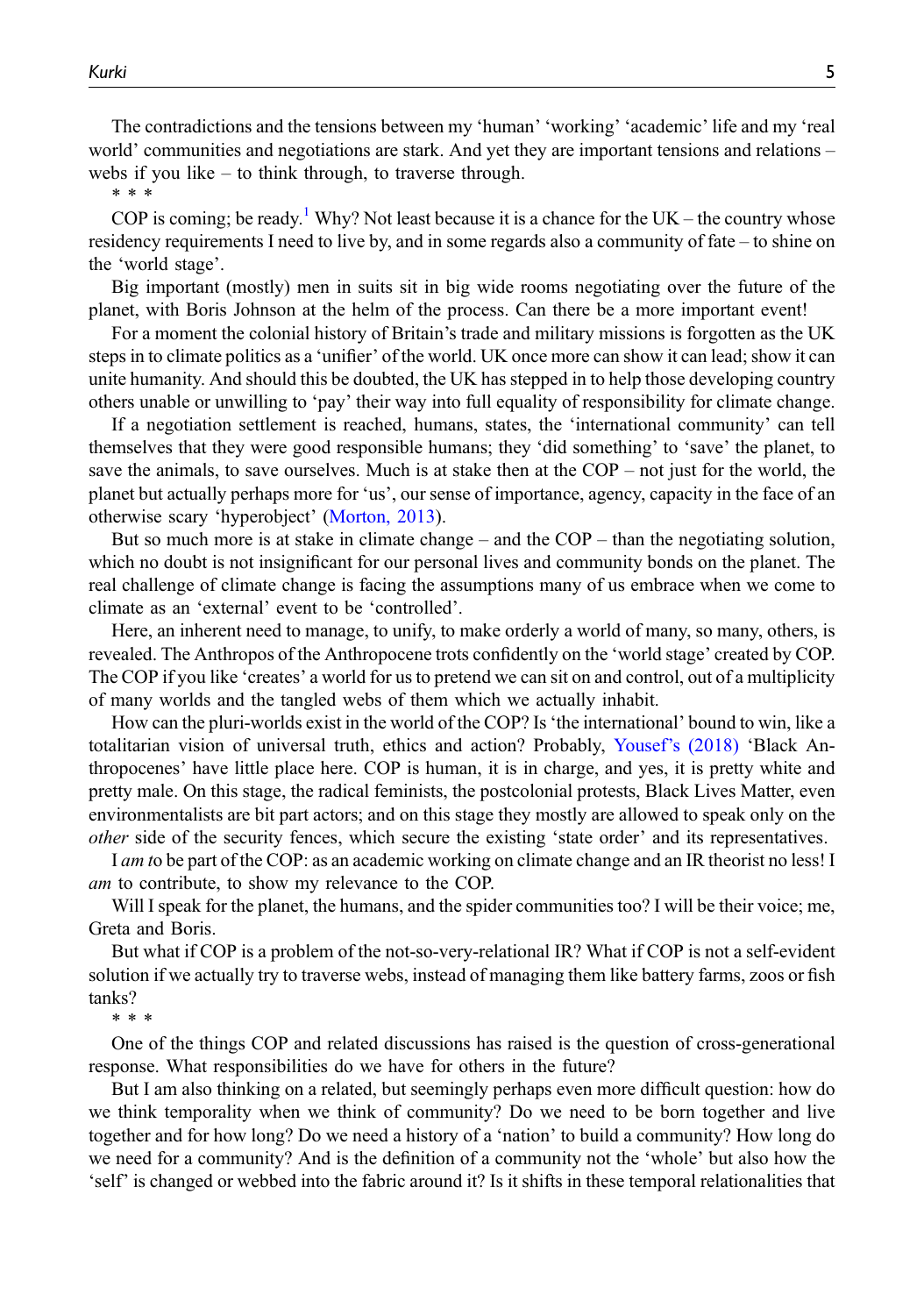The contradictions and the tensions between my 'human' 'working' 'academic' life and my 'real world' communities and negotiations are stark. And yet they are important tensions and relations – webs if you like – to think through, to traverse through.

* * *

COP is coming; be ready.[1] Why? Not least because it is a chance for the UK – the country whose residency requirements I need to live by, and in some regards also a community of fate – to shine on the 'world stage'.

Big important (mostly) men in suits sit in big wide rooms negotiating over the future of the planet, with Boris Johnson at the helm of the process. Can there be a more important event!

For a moment the colonial history of Britain's trade and military missions is forgotten as the UK steps in to climate politics as a 'unifier' of the world. UK once more can show it can lead; show it can unite humanity. And should this be doubted, the UK has stepped in to help those developing country others unable or unwilling to 'pay' their way into full equality of responsibility for climate change.

If a negotiation settlement is reached, humans, states, the 'international community' can tell themselves that they were good responsible humans; they 'did something' to 'save' the planet, to save the animals, to save ourselves. Much is at stake then at the COP – not just for the world, the planet but actually perhaps more for 'us', our sense of importance, agency, capacity in the face of an otherwise scary 'hyperobject' (Morton, 2013).

But so much more is at stake in climate change – and the COP – than the negotiating solution, which no doubt is not insignificant for our personal lives and community bonds on the planet. The real challenge of climate change is facing the assumptions many of us embrace when we come to climate as an 'external' event to be 'controlled'.

Here, an inherent need to manage, to unify, to make orderly a world of many, so many, others, is revealed. The Anthropos of the Anthropocene trots confidently on the 'world stage' created by COP. The COP if you like 'creates' a world for us to pretend we can sit on and control, out of a multiplicity of many worlds and the tangled webs of them which we actually inhabit.

How can the pluri-worlds exist in the world of the COP? Is 'the international' bound to win, like a totalitarian vision of universal truth, ethics and action? Probably, Yousef's (2018) 'Black Anthropocenes' have little place here. COP is human, it is in charge, and yes, it is pretty white and pretty male. On this stage, the radical feminists, the postcolonial protests, Black Lives Matter, even environmentalists are bit part actors; and on this stage they mostly are allowed to speak only on the *other* side of the security fences, which secure the existing 'state order' and its representatives.

I *am t*o be part of the COP: as an academic working on climate change and an IR theorist no less! I *am* to contribute, to show my relevance to the COP.

Will I speak for the planet, the humans, and the spider communities too? I will be their voice; me, Greta and Boris.

But what if COP is a problem of the not-so-very-relational IR? What if COP is not a self-evident solution if we actually try to traverse webs, instead of managing them like battery farms, zoos or fish tanks?

* * *

One of the things COP and related discussions has raised is the question of cross-generational response. What responsibilities do we have for others in the future?

But I am also thinking on a related, but seemingly perhaps even more difficult question: how do we think temporality when we think of community? Do we need to be born together and live together and for how long? Do we need a history of a 'nation' to build a community? How long do we need for a community? And is the definition of a community not the 'whole' but also how the 'self' is changed or webbed into the fabric around it? Is it shifts in these temporal relationalities that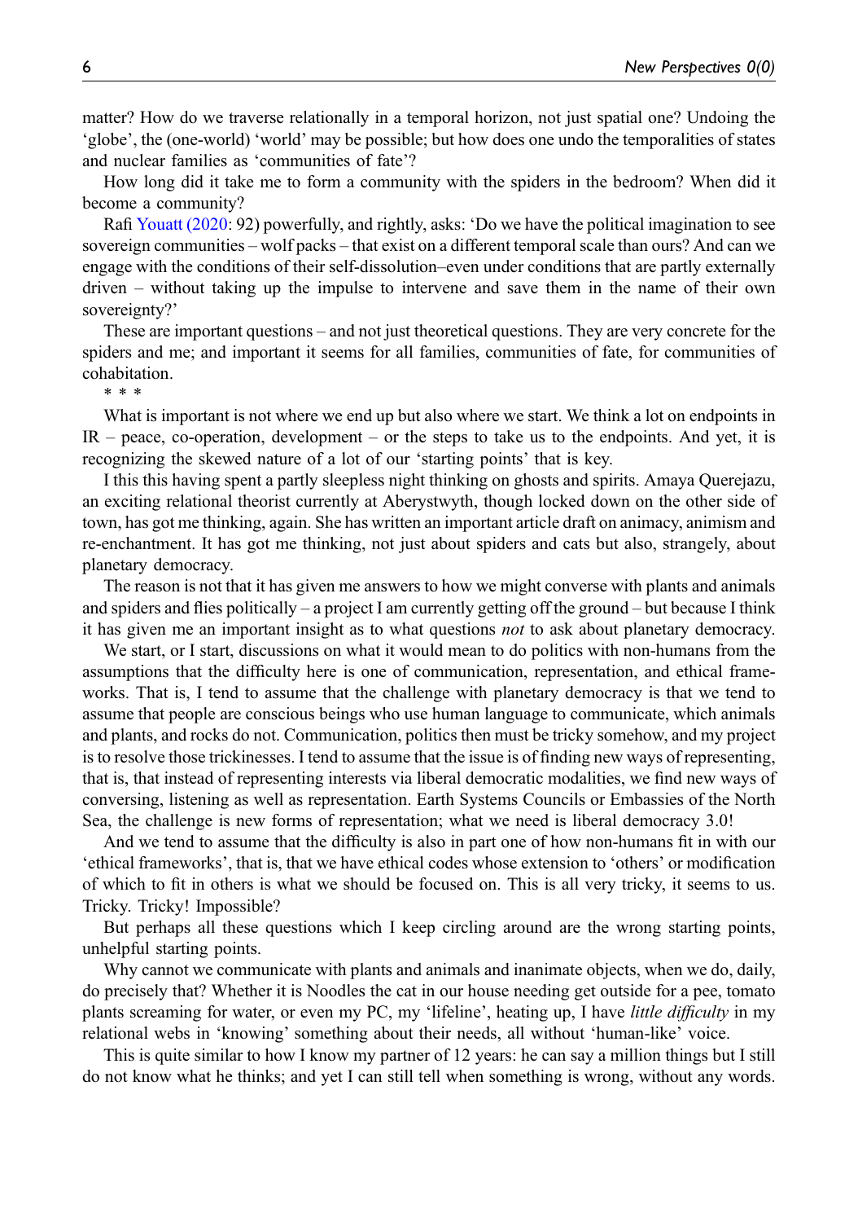matter? How do we traverse relationally in a temporal horizon, not just spatial one? Undoing the 'globe', the (one-world) 'world' may be possible; but how does one undo the temporalities of states and nuclear families as 'communities of fate'?

How long did it take me to form a community with the spiders in the bedroom? When did it become a community?

Rafi Youatt (2020: 92) powerfully, and rightly, asks: 'Do we have the political imagination to see sovereign communities – wolf packs – that exist on a different temporal scale than ours? And can we engage with the conditions of their self-dissolution–even under conditions that are partly externally driven – without taking up the impulse to intervene and save them in the name of their own sovereignty?'

These are important questions – and not just theoretical questions. They are very concrete for the spiders and me; and important it seems for all families, communities of fate, for communities of cohabitation.

* * *

What is important is not where we end up but also where we start. We think a lot on endpoints in IR – peace, co-operation, development – or the steps to take us to the endpoints. And yet, it is recognizing the skewed nature of a lot of our 'starting points' that is key.

I this this having spent a partly sleepless night thinking on ghosts and spirits. Amaya Querejazu, an exciting relational theorist currently at Aberystwyth, though locked down on the other side of town, has got me thinking, again. She has written an important article draft on animacy, animism and re-enchantment. It has got me thinking, not just about spiders and cats but also, strangely, about planetary democracy.

The reason is not that it has given me answers to how we might converse with plants and animals and spiders and flies politically – a project I am currently getting off the ground – but because I think it has given me an important insight as to what questions *not* to ask about planetary democracy.

We start, or I start, discussions on what it would mean to do politics with non-humans from the assumptions that the difficulty here is one of communication, representation, and ethical frameworks. That is, I tend to assume that the challenge with planetary democracy is that we tend to assume that people are conscious beings who use human language to communicate, which animals and plants, and rocks do not. Communication, politics then must be tricky somehow, and my project is to resolve those trickinesses. I tend to assume that the issue is of finding new ways of representing, that is, that instead of representing interests via liberal democratic modalities, we find new ways of conversing, listening as well as representation. Earth Systems Councils or Embassies of the North Sea, the challenge is new forms of representation; what we need is liberal democracy 3.0!

And we tend to assume that the difficulty is also in part one of how non-humans fit in with our 'ethical frameworks', that is, that we have ethical codes whose extension to 'others' or modification of which to fit in others is what we should be focused on. This is all very tricky, it seems to us. Tricky. Tricky! Impossible?

But perhaps all these questions which I keep circling around are the wrong starting points, unhelpful starting points.

Why cannot we communicate with plants and animals and inanimate objects, when we do, daily, do precisely that? Whether it is Noodles the cat in our house needing get outside for a pee, tomato plants screaming for water, or even my PC, my 'lifeline', heating up, I have *little difficulty* in my relational webs in 'knowing' something about their needs, all without 'human-like' voice.

This is quite similar to how I know my partner of 12 years: he can say a million things but I still do not know what he thinks; and yet I can still tell when something is wrong, without any words.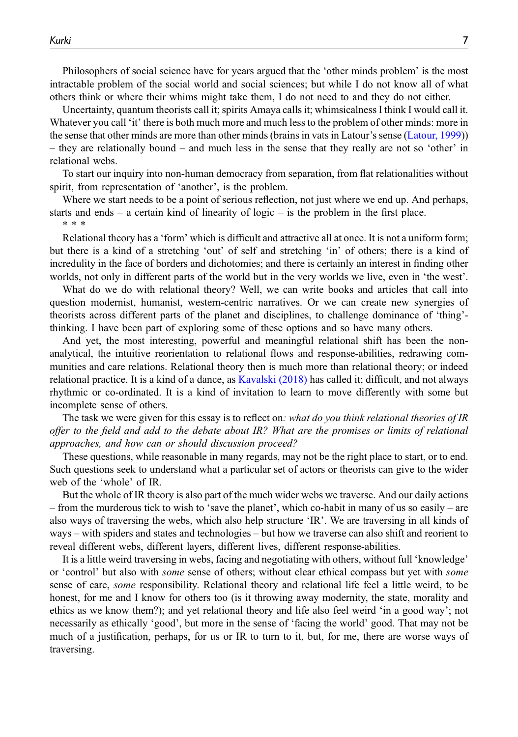Philosophers of social science have for years argued that the 'other minds problem' is the most intractable problem of the social world and social sciences; but while I do not know all of what others think or where their whims might take them, I do not need to and they do not either.

Uncertainty, quantum theorists call it; spirits Amaya calls it; whimsicalness I think I would call it. Whatever you call 'it' there is both much more and much less to the problem of other minds: more in the sense that other minds are more than other minds (brains in vats in Latour's sense (Latour, 1999)) – they are relationally bound – and much less in the sense that they really are not so 'other' in relational webs.

To start our inquiry into non-human democracy from separation, from flat relationalities without spirit, from representation of 'another', is the problem.

Where we start needs to be a point of serious reflection, not just where we end up. And perhaps, starts and ends – a certain kind of linearity of logic – is the problem in the first place.

\* \* \*

Relational theory has a 'form' which is difficult and attractive all at once. It is not a uniform form; but there is a kind of a stretching 'out' of self and stretching 'in' of others; there is a kind of incredulity in the face of borders and dichotomies; and there is certainly an interest in finding other worlds, not only in different parts of the world but in the very worlds we live, even in 'the west'.

What do we do with relational theory? Well, we can write books and articles that call into question modernist, humanist, western-centric narratives. Or we can create new synergies of theorists across different parts of the planet and disciplines, to challenge dominance of 'thing'-thinking. I have been part of exploring some of these options and so have many others.

And yet, the most interesting, powerful and meaningful relational shift has been the non-analytical, the intuitive reorientation to relational flows and response-abilities, redrawing communities and care relations. Relational theory then is much more than relational theory; or indeed relational practice. It is a kind of a dance, as Kavalski (2018) has called it; difficult, and not always rhythmic or co-ordinated. It is a kind of invitation to learn to move differently with some but incomplete sense of others.

The task we were given for this essay is to reflect on*: what do you think relational theories of IR offer to the field and add to the debate about IR? What are the promises or limits of relational approaches, and how can or should discussion proceed?*

These questions, while reasonable in many regards, may not be the right place to start, or to end. Such questions seek to understand what a particular set of actors or theorists can give to the wider web of the 'whole' of IR.

But the whole of IR theory is also part of the much wider webs we traverse. And our daily actions – from the murderous tick to wish to 'save the planet', which co-habit in many of us so easily – are also ways of traversing the webs, which also help structure 'IR'. We are traversing in all kinds of ways – with spiders and states and technologies – but how we traverse can also shift and reorient to reveal different webs, different layers, different lives, different response-abilities.

It is a little weird traversing in webs, facing and negotiating with others, without full 'knowledge' or 'control' but also with *some* sense of others; without clear ethical compass but yet with *some* sense of care, *some* responsibility. Relational theory and relational life feel a little weird, to be honest, for me and I know for others too (is it throwing away modernity, the state, morality and ethics as we know them?); and yet relational theory and life also feel weird 'in a good way'; not necessarily as ethically 'good', but more in the sense of 'facing the world' good. That may not be much of a justification, perhaps, for us or IR to turn to it, but, for me, there are worse ways of traversing.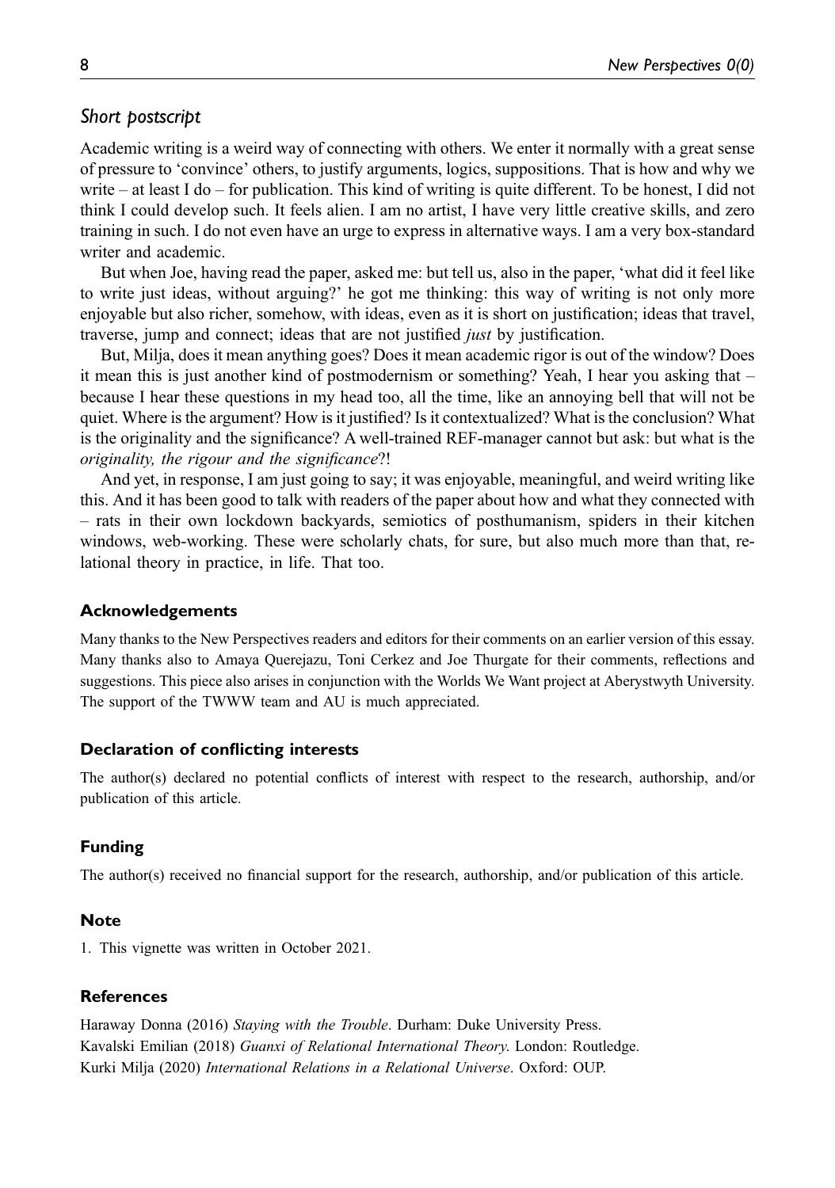## *Short postscript*

Academic writing is a weird way of connecting with others. We enter it normally with a great sense of pressure to 'convince' others, to justify arguments, logics, suppositions. That is how and why we write – at least I do – for publication. This kind of writing is quite different. To be honest, I did not think I could develop such. It feels alien. I am no artist, I have very little creative skills, and zero training in such. I do not even have an urge to express in alternative ways. I am a very box-standard writer and academic.

But when Joe, having read the paper, asked me: but tell us, also in the paper, 'what did it feel like to write just ideas, without arguing?' he got me thinking: this way of writing is not only more enjoyable but also richer, somehow, with ideas, even as it is short on justification; ideas that travel, traverse, jump and connect; ideas that are not justified *just* by justification.

But, Milja, does it mean anything goes? Does it mean academic rigor is out of the window? Does it mean this is just another kind of postmodernism or something? Yeah, I hear you asking that – because I hear these questions in my head too, all the time, like an annoying bell that will not be quiet. Where is the argument? How is it justified? Is it contextualized? What is the conclusion? What is the originality and the significance? A well-trained REF-manager cannot but ask: but what is the *originality, the rigour and the significance*?!

And yet, in response, I am just going to say; it was enjoyable, meaningful, and weird writing like this. And it has been good to talk with readers of the paper about how and what they connected with – rats in their own lockdown backyards, semiotics of posthumanism, spiders in their kitchen windows, web-working. These were scholarly chats, for sure, but also much more than that, relational theory in practice, in life. That too.

### Acknowledgements

Many thanks to the New Perspectives readers and editors for their comments on an earlier version of this essay. Many thanks also to Amaya Querejazu, Toni Cerkez and Joe Thurgate for their comments, reflections and suggestions. This piece also arises in conjunction with the Worlds We Want project at Aberystwyth University. The support of the TWWW team and AU is much appreciated.

### Declaration of conflicting interests

The author(s) declared no potential conflicts of interest with respect to the research, authorship, and/or publication of this article.

### Funding

The author(s) received no financial support for the research, authorship, and/or publication of this article.

### Note

1. This vignette was written in October 2021.

### References

Haraway Donna (2016) *Staying with the Trouble*. Durham: Duke University Press.

Kavalski Emilian (2018) *Guanxi of Relational International Theory.* London: Routledge.

Kurki Milja (2020) *International Relations in a Relational Universe*. Oxford: OUP.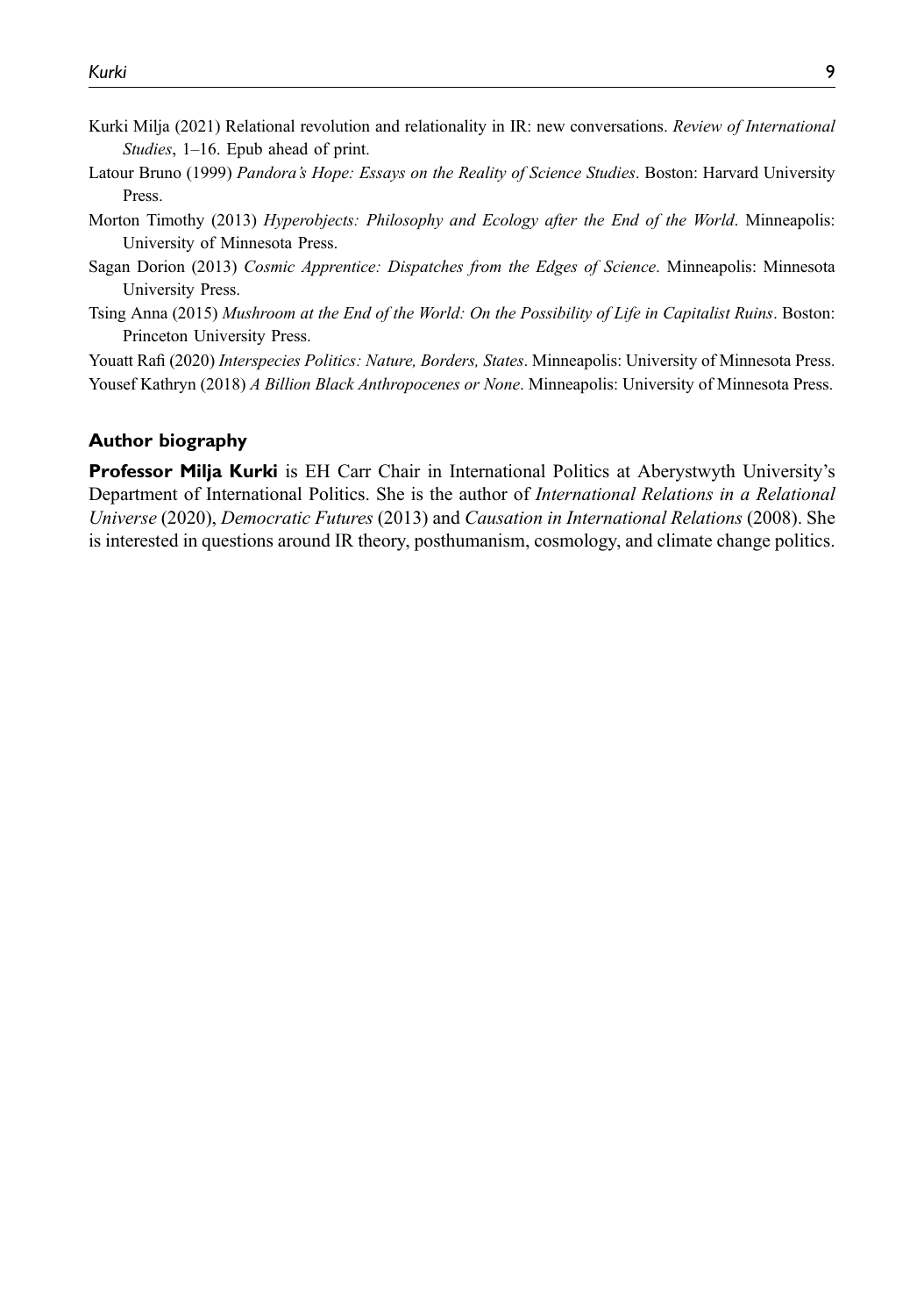Kurki Milja (2021) Relational revolution and relationality in IR: new conversations. *Review of International Studies*, 1–16. Epub ahead of print.

Latour Bruno (1999) *Pandora's Hope: Essays on the Reality of Science Studies*. Boston: Harvard University Press.

Morton Timothy (2013) *Hyperobjects: Philosophy and Ecology after the End of the World*. Minneapolis: University of Minnesota Press.

Sagan Dorion (2013) *Cosmic Apprentice: Dispatches from the Edges of Science*. Minneapolis: Minnesota University Press.

Tsing Anna (2015) *Mushroom at the End of the World: On the Possibility of Life in Capitalist Ruins*. Boston: Princeton University Press.

Youatt Rafi (2020) *Interspecies Politics: Nature, Borders, States*. Minneapolis: University of Minnesota Press.

Yousef Kathryn (2018) *A Billion Black Anthropocenes or None*. Minneapolis: University of Minnesota Press.

## Author biography

**Professor Milja Kurki** is EH Carr Chair in International Politics at Aberystwyth University's Department of International Politics. She is the author of *International Relations in a Relational Universe* (2020), *Democratic Futures* (2013) and *Causation in International Relations* (2008). She is interested in questions around IR theory, posthumanism, cosmology, and climate change politics.